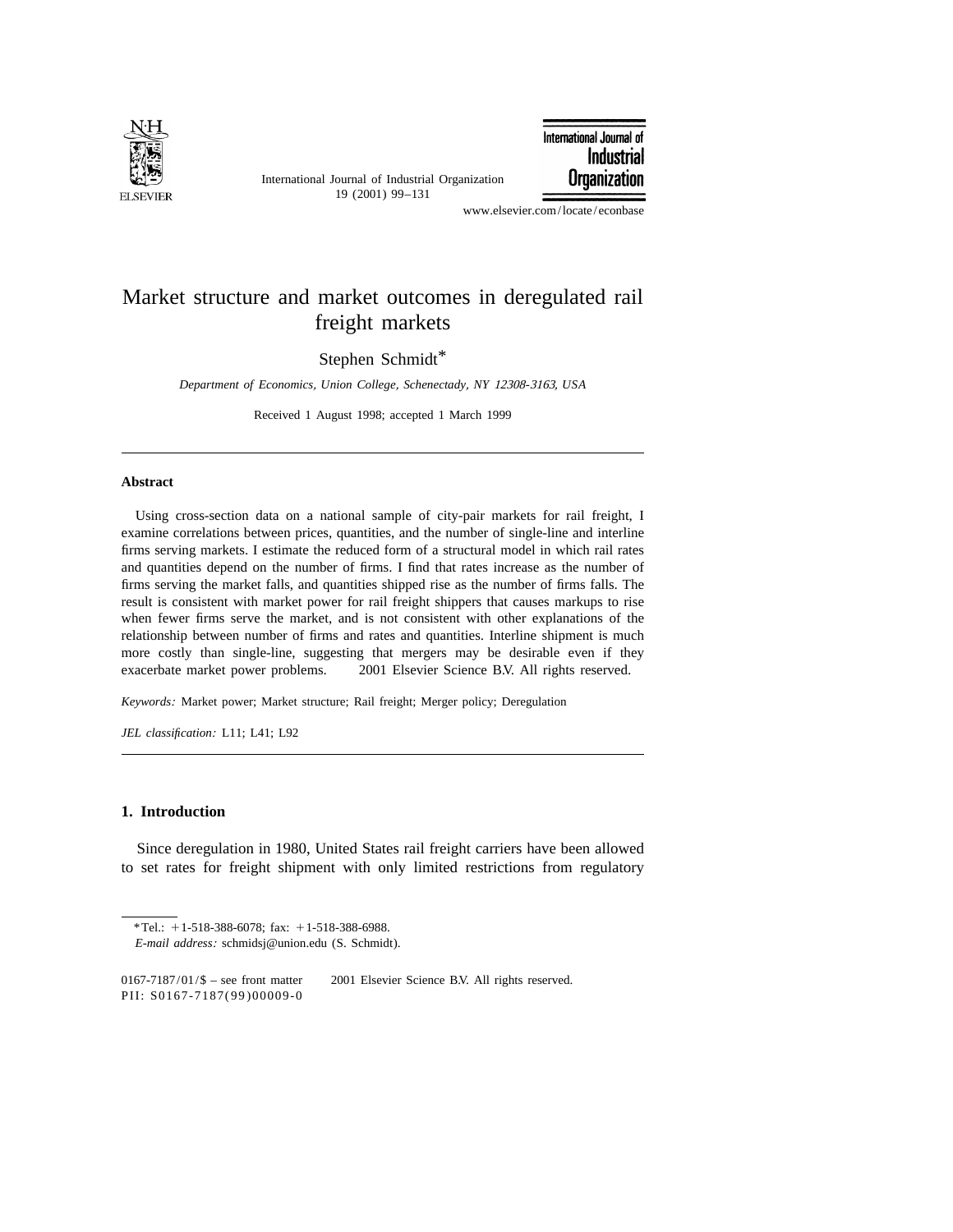# Market structure and market outcomes in deregulated rail freight markets

Stephen Schmidt*

*Department of Economics, Union College, Schenectady, NY 12308-3163, USA*

Received 1 August 1998; accepted 1 March 1999

## Abstract

Using cross-section data on a national sample of city-pair markets for rail freight, I examine correlations between prices, quantities, and the number of single-line and interline firms serving markets. I estimate the reduced form of a structural model in which rail rates and quantities depend on the number of firms. I find that rates increase as the number of firms serving the market falls, and quantities shipped rise as the number of firms falls. The result is consistent with market power for rail freight shippers that causes markups to rise when fewer firms serve the market, and is not consistent with other explanations of the relationship between number of firms and rates and quantities. Interline shipment is much more costly than single-line, suggesting that mergers may be desirable even if they exacerbate market power problems. © 2001 Elsevier Science B.V. All rights reserved.

*Keywords:* Market power; Market structure; Rail freight; Merger policy; Deregulation

*JEL classification:* L11; L41; L92

## 1. Introduction

Since deregulation in 1980, United States rail freight carriers have been allowed to set rates for freight shipment with only limited restrictions from regulatory

---

*Tel.: +1-518-388-6078; fax: +1-518-388-6988.
*E-mail address:* schmidsj@union.edu (S. Schmidt).

0167-7187/01/$ – see front matter © 2001 Elsevier Science B.V. All rights reserved.
PII: S0167-7187(99)00009-0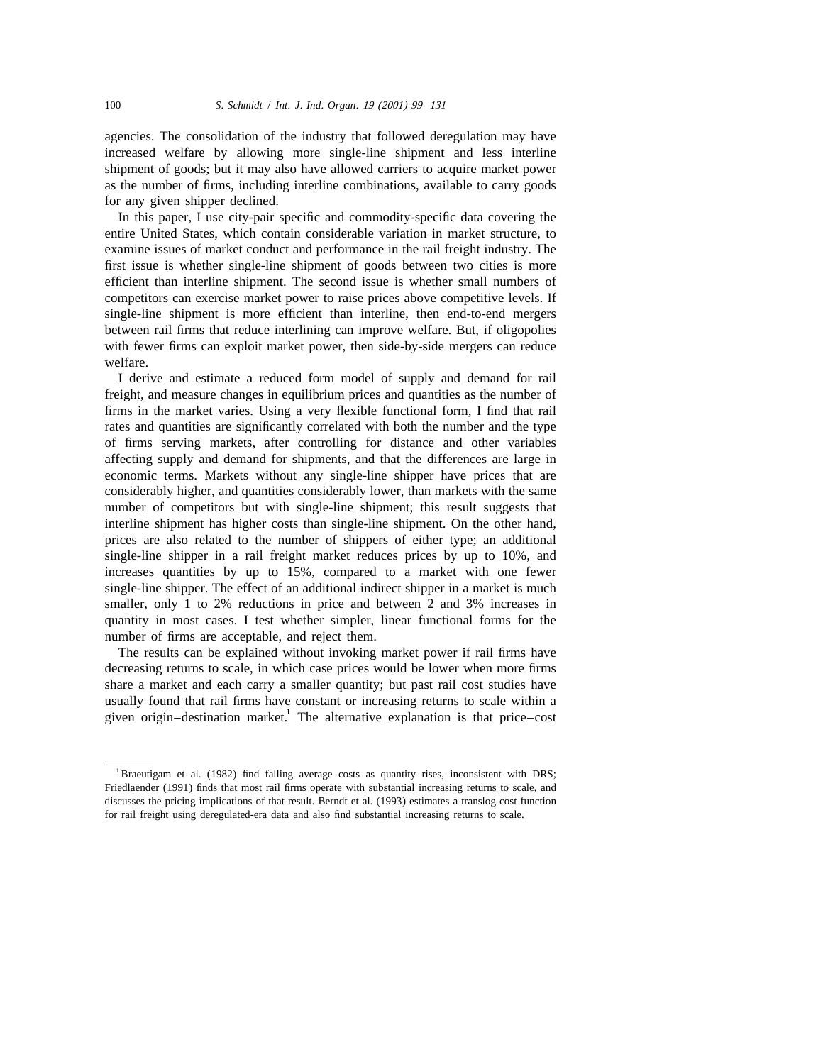agencies. The consolidation of the industry that followed deregulation may have increased welfare by allowing more single-line shipment and less interline shipment of goods; but it may also have allowed carriers to acquire market power as the number of firms, including interline combinations, available to carry goods for any given shipper declined.

In this paper, I use city-pair specific and commodity-specific data covering the entire United States, which contain considerable variation in market structure, to examine issues of market conduct and performance in the rail freight industry. The first issue is whether single-line shipment of goods between two cities is more efficient than interline shipment. The second issue is whether small numbers of competitors can exercise market power to raise prices above competitive levels. If single-line shipment is more efficient than interline, then end-to-end mergers between rail firms that reduce interlining can improve welfare. But, if oligopolies with fewer firms can exploit market power, then side-by-side mergers can reduce welfare.

I derive and estimate a reduced form model of supply and demand for rail freight, and measure changes in equilibrium prices and quantities as the number of firms in the market varies. Using a very flexible functional form, I find that rail rates and quantities are significantly correlated with both the number and the type of firms serving markets, after controlling for distance and other variables affecting supply and demand for shipments, and that the differences are large in economic terms. Markets without any single-line shipper have prices that are considerably higher, and quantities considerably lower, than markets with the same number of competitors but with single-line shipment; this result suggests that interline shipment has higher costs than single-line shipment. On the other hand, prices are also related to the number of shippers of either type; an additional single-line shipper in a rail freight market reduces prices by up to 10%, and increases quantities by up to 15%, compared to a market with one fewer single-line shipper. The effect of an additional indirect shipper in a market is much smaller, only 1 to 2% reductions in price and between 2 and 3% increases in quantity in most cases. I test whether simpler, linear functional forms for the number of firms are acceptable, and reject them.

The results can be explained without invoking market power if rail firms have decreasing returns to scale, in which case prices would be lower when more firms share a market and each carry a smaller quantity; but past rail cost studies have usually found that rail firms have constant or increasing returns to scale within a given origin–destination market.[1] The alternative explanation is that price–cost

[1] Braeutigam et al. (1982) find falling average costs as quantity rises, inconsistent with DRS; Friedlaender (1991) finds that most rail firms operate with substantial increasing returns to scale, and discusses the pricing implications of that result. Berndt et al. (1993) estimates a translog cost function for rail freight using deregulated-era data and also find substantial increasing returns to scale.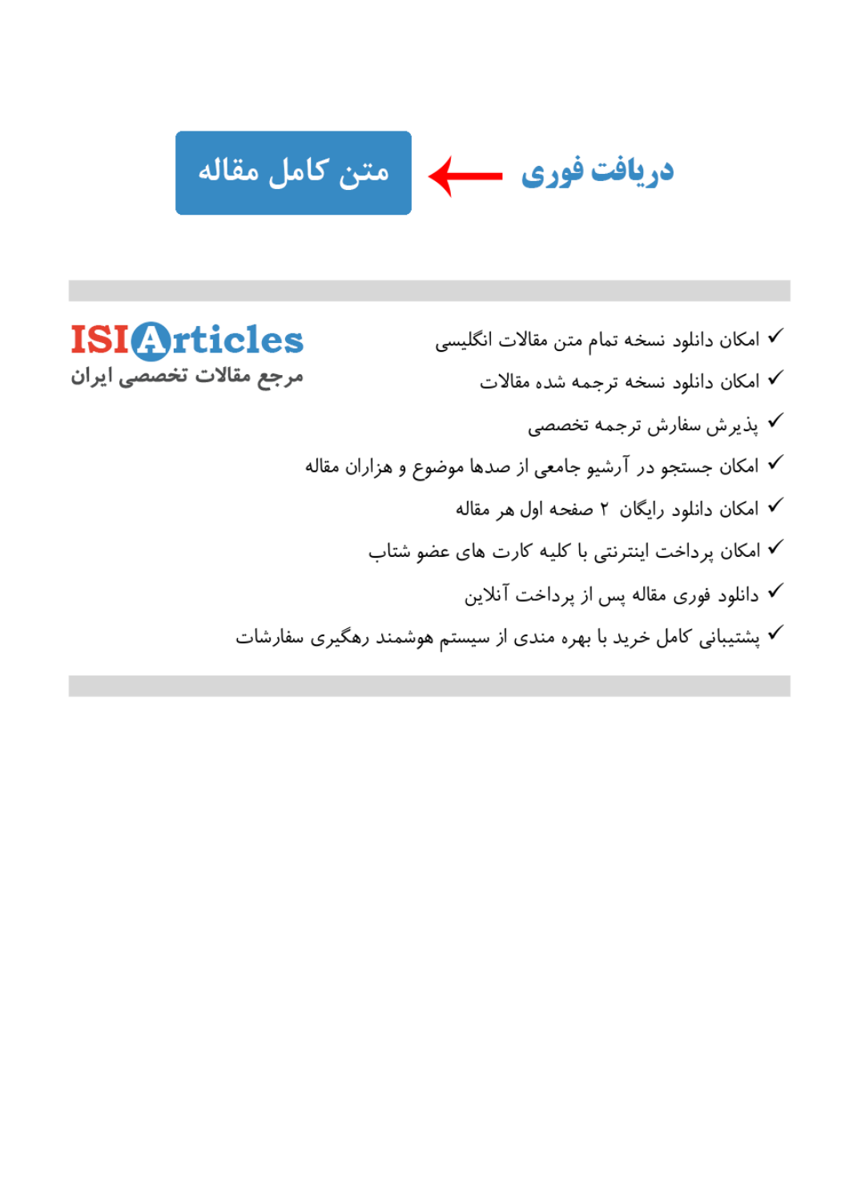دریافت فوری ← متن کامل مقاله

**ISIArticles**
مرجع مقالات تخصصی ایران

- ✓ امکان دانلود نسخه تمام متن مقالات انگلیسی
- ✓ امکان دانلود نسخه ترجمه شده مقالات
- ✓ پذیرش سفارش ترجمه تخصصی
- ✓ امکان جستجو در آرشیو جامعی از صدها موضوع و هزاران مقاله
- ✓ امکان دانلود رایگان ۲ صفحه اول هر مقاله
- ✓ امکان پرداخت اینترنتی با کلیه کارت های عضو شتاب
- ✓ دانلود فوری مقاله پس از پرداخت آنلاین
- ✓ پشتیبانی کامل خرید با بهره مندی از سیستم هوشمند رهگیری سفارشات